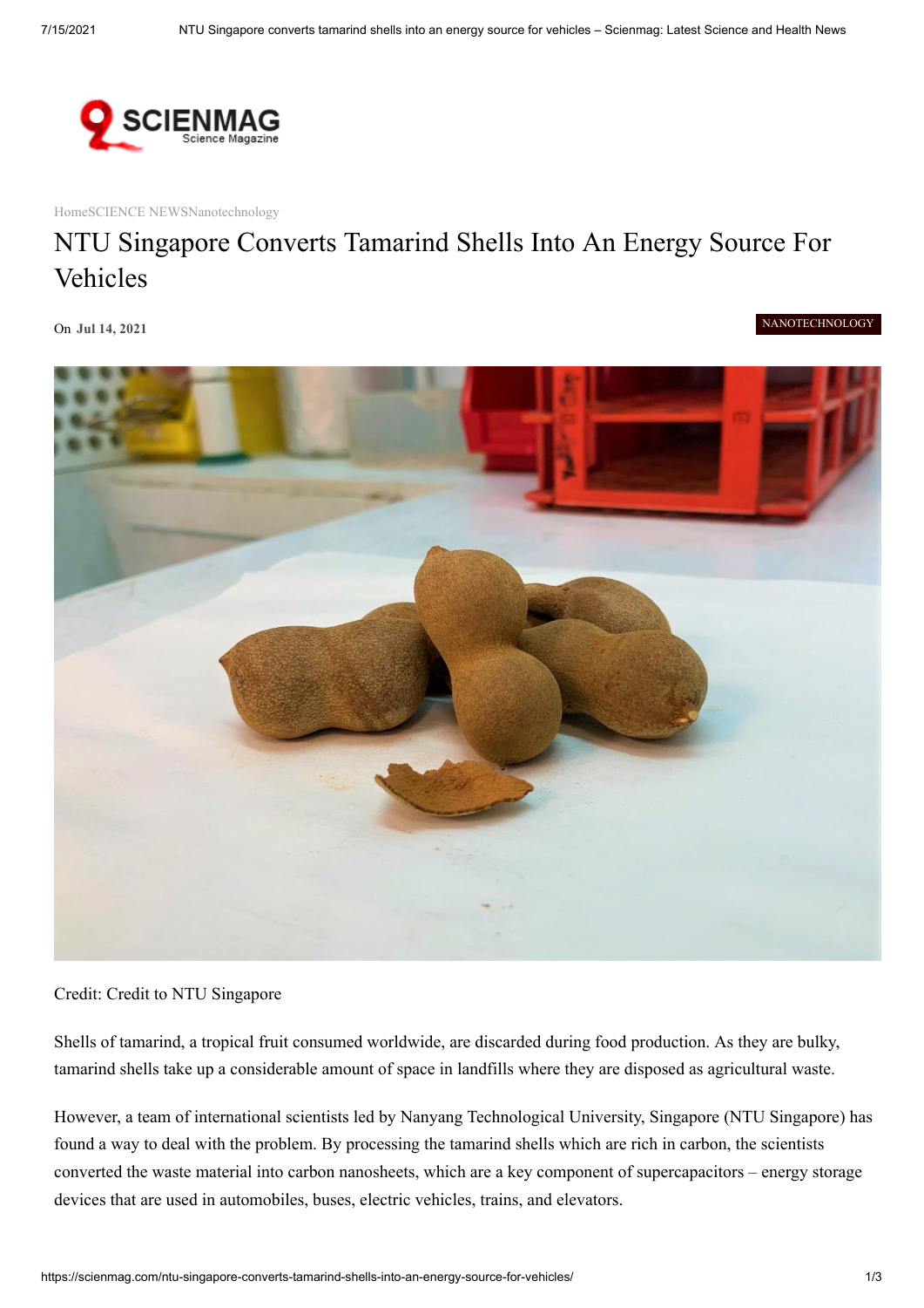HomeSCIENCE NEWSNanotechnology

# NTU Singapore Converts Tamarind Shells Into An Energy Source For Vehicles

On **Jul 14, 2021**

NANOTECHNOLOGY

Credit: Credit to NTU Singapore

Shells of tamarind, a tropical fruit consumed worldwide, are discarded during food production. As they are bulky, tamarind shells take up a considerable amount of space in landfills where they are disposed as agricultural waste.

However, a team of international scientists led by Nanyang Technological University, Singapore (NTU Singapore) has found a way to deal with the problem. By processing the tamarind shells which are rich in carbon, the scientists converted the waste material into carbon nanosheets, which are a key component of supercapacitors – energy storage devices that are used in automobiles, buses, electric vehicles, trains, and elevators.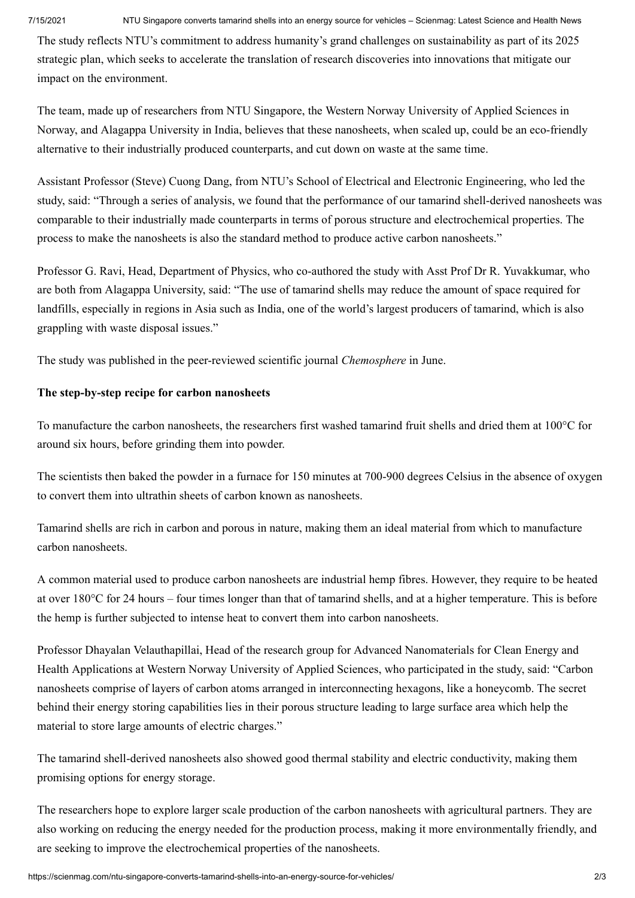The study reflects NTU's commitment to address humanity's grand challenges on sustainability as part of its 2025 strategic plan, which seeks to accelerate the translation of research discoveries into innovations that mitigate our impact on the environment.

The team, made up of researchers from NTU Singapore, the Western Norway University of Applied Sciences in Norway, and Alagappa University in India, believes that these nanosheets, when scaled up, could be an eco-friendly alternative to their industrially produced counterparts, and cut down on waste at the same time.

Assistant Professor (Steve) Cuong Dang, from NTU's School of Electrical and Electronic Engineering, who led the study, said: "Through a series of analysis, we found that the performance of our tamarind shell-derived nanosheets was comparable to their industrially made counterparts in terms of porous structure and electrochemical properties. The process to make the nanosheets is also the standard method to produce active carbon nanosheets."

Professor G. Ravi, Head, Department of Physics, who co-authored the study with Asst Prof Dr R. Yuvakkumar, who are both from Alagappa University, said: "The use of tamarind shells may reduce the amount of space required for landfills, especially in regions in Asia such as India, one of the world's largest producers of tamarind, which is also grappling with waste disposal issues."

The study was published in the peer-reviewed scientific journal *Chemosphere* in June.

**The step-by-step recipe for carbon nanosheets**

To manufacture the carbon nanosheets, the researchers first washed tamarind fruit shells and dried them at 100°C for around six hours, before grinding them into powder.

The scientists then baked the powder in a furnace for 150 minutes at 700-900 degrees Celsius in the absence of oxygen to convert them into ultrathin sheets of carbon known as nanosheets.

Tamarind shells are rich in carbon and porous in nature, making them an ideal material from which to manufacture carbon nanosheets.

A common material used to produce carbon nanosheets are industrial hemp fibres. However, they require to be heated at over 180°C for 24 hours – four times longer than that of tamarind shells, and at a higher temperature. This is before the hemp is further subjected to intense heat to convert them into carbon nanosheets.

Professor Dhayalan Velauthapillai, Head of the research group for Advanced Nanomaterials for Clean Energy and Health Applications at Western Norway University of Applied Sciences, who participated in the study, said: "Carbon nanosheets comprise of layers of carbon atoms arranged in interconnecting hexagons, like a honeycomb. The secret behind their energy storing capabilities lies in their porous structure leading to large surface area which help the material to store large amounts of electric charges."

The tamarind shell-derived nanosheets also showed good thermal stability and electric conductivity, making them promising options for energy storage.

The researchers hope to explore larger scale production of the carbon nanosheets with agricultural partners. They are also working on reducing the energy needed for the production process, making it more environmentally friendly, and are seeking to improve the electrochemical properties of the nanosheets.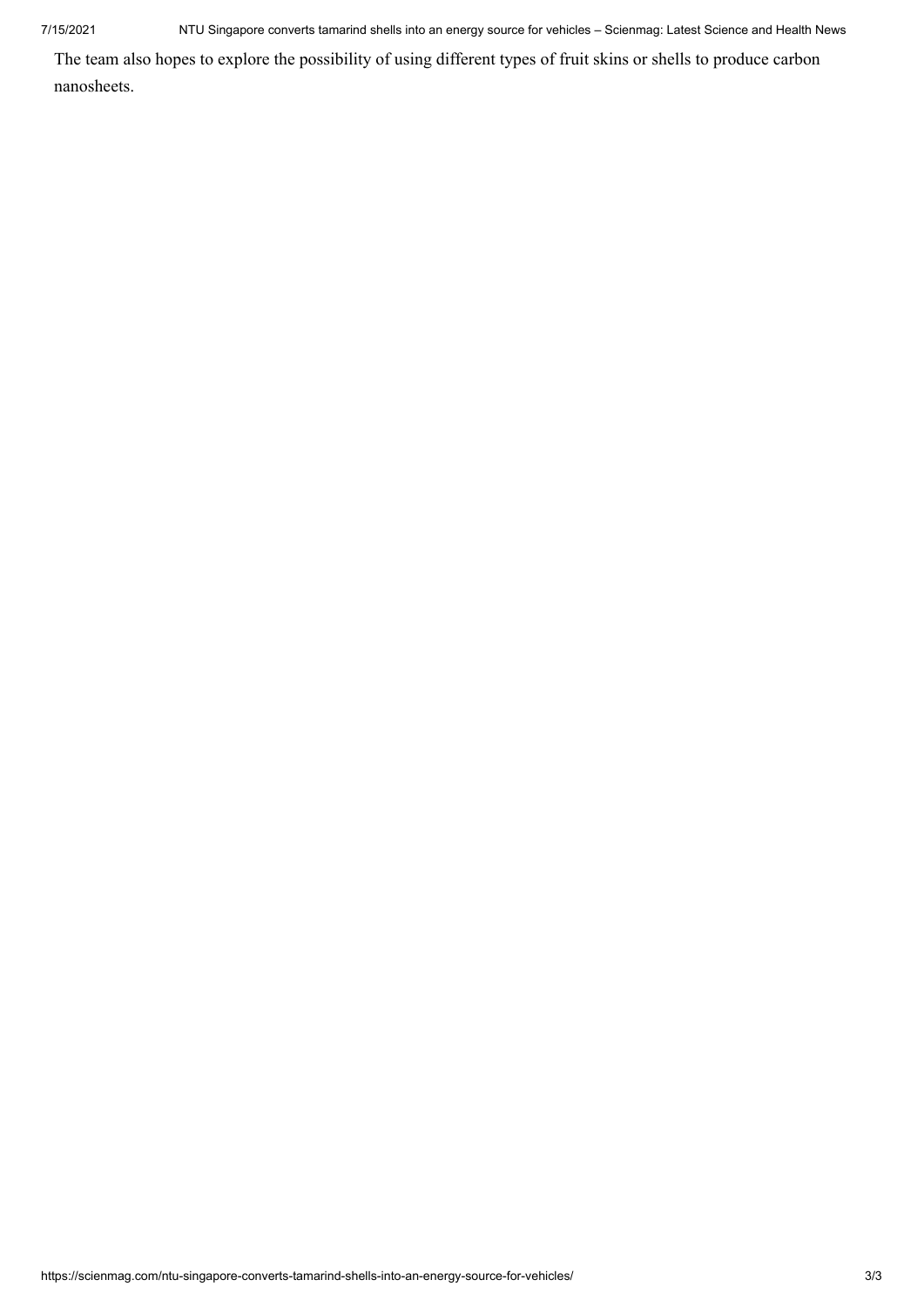The team also hopes to explore the possibility of using different types of fruit skins or shells to produce carbon nanosheets.